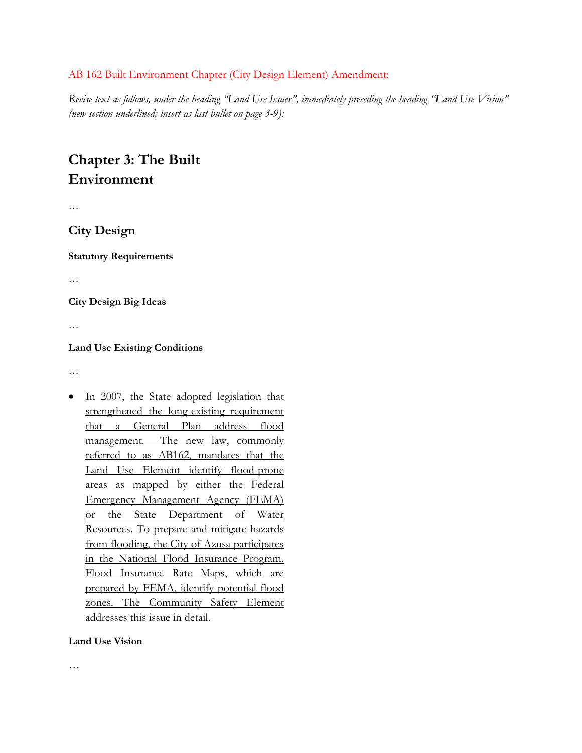AB 162 Built Environment Chapter (City Design Element) Amendment:

*Revise text as follows, under the heading "Land Use Issues", immediately preceding the heading "Land Use Vision" (new section underlined; insert as last bullet on page 3-9):*

# Chapter 3: The Built Environment

…

## City Design

### Statutory Requirements

…

### City Design Big Ideas

…

### Land Use Existing Conditions

…

- <u>In 2007, the State adopted legislation that strengthened the long-existing requirement that a General Plan address flood management. The new law, commonly referred to as AB162, mandates that the Land Use Element identify flood-prone areas as mapped by either the Federal Emergency Management Agency (FEMA) or the State Department of Water Resources. To prepare and mitigate hazards from flooding, the City of Azusa participates in the National Flood Insurance Program. Flood Insurance Rate Maps, which are prepared by FEMA, identify potential flood zones. The Community Safety Element addresses this issue in detail.</u>

### Land Use Vision

…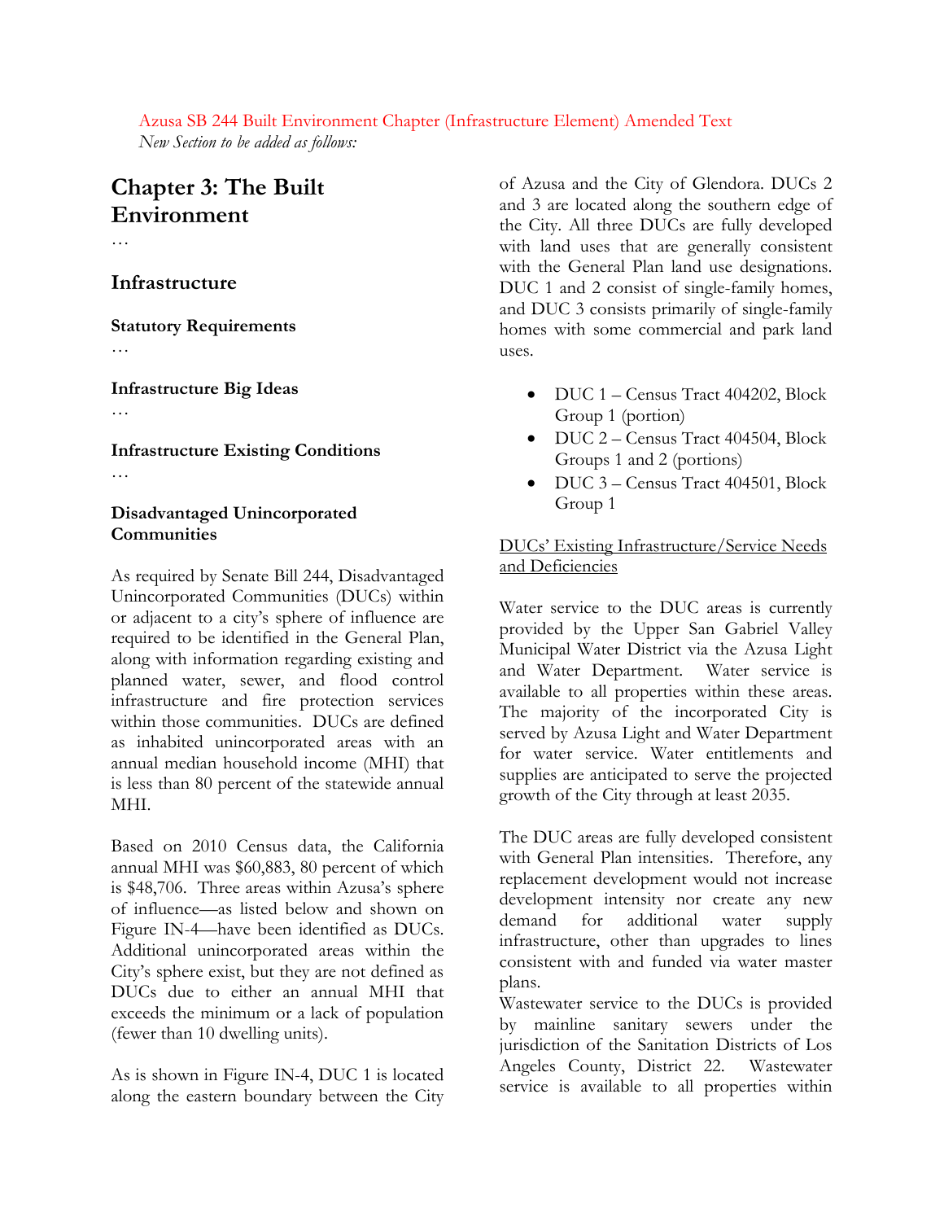Azusa SB 244 Built Environment Chapter (Infrastructure Element) Amended Text

*New Section to be added as follows:*

# Chapter 3: The Built Environment

…

## Infrastructure

### Statutory Requirements

…

### Infrastructure Big Ideas

…

### Infrastructure Existing Conditions

…

### Disadvantaged Unincorporated Communities

As required by Senate Bill 244, Disadvantaged Unincorporated Communities (DUCs) within or adjacent to a city's sphere of influence are required to be identified in the General Plan, along with information regarding existing and planned water, sewer, and flood control infrastructure and fire protection services within those communities. DUCs are defined as inhabited unincorporated areas with an annual median household income (MHI) that is less than 80 percent of the statewide annual MHI.

Based on 2010 Census data, the California annual MHI was $60,883, 80 percent of which is $48,706. Three areas within Azusa's sphere of influence—as listed below and shown on Figure IN-4—have been identified as DUCs. Additional unincorporated areas within the City's sphere exist, but they are not defined as DUCs due to either an annual MHI that exceeds the minimum or a lack of population (fewer than 10 dwelling units).

As is shown in Figure IN-4, DUC 1 is located along the eastern boundary between the City of Azusa and the City of Glendora. DUCs 2 and 3 are located along the southern edge of the City. All three DUCs are fully developed with land uses that are generally consistent with the General Plan land use designations. DUC 1 and 2 consist of single-family homes, and DUC 3 consists primarily of single-family homes with some commercial and park land uses.

- DUC 1 – Census Tract 404202, Block Group 1 (portion)
- DUC 2 – Census Tract 404504, Block Groups 1 and 2 (portions)
- DUC 3 – Census Tract 404501, Block Group 1

<u>DUCs' Existing Infrastructure/Service Needs and Deficiencies</u>

Water service to the DUC areas is currently provided by the Upper San Gabriel Valley Municipal Water District via the Azusa Light and Water Department. Water service is available to all properties within these areas. The majority of the incorporated City is served by Azusa Light and Water Department for water service. Water entitlements and supplies are anticipated to serve the projected growth of the City through at least 2035.

The DUC areas are fully developed consistent with General Plan intensities. Therefore, any replacement development would not increase development intensity nor create any new demand for additional water supply infrastructure, other than upgrades to lines consistent with and funded via water master plans.

Wastewater service to the DUCs is provided by mainline sanitary sewers under the jurisdiction of the Sanitation Districts of Los Angeles County, District 22. Wastewater service is available to all properties within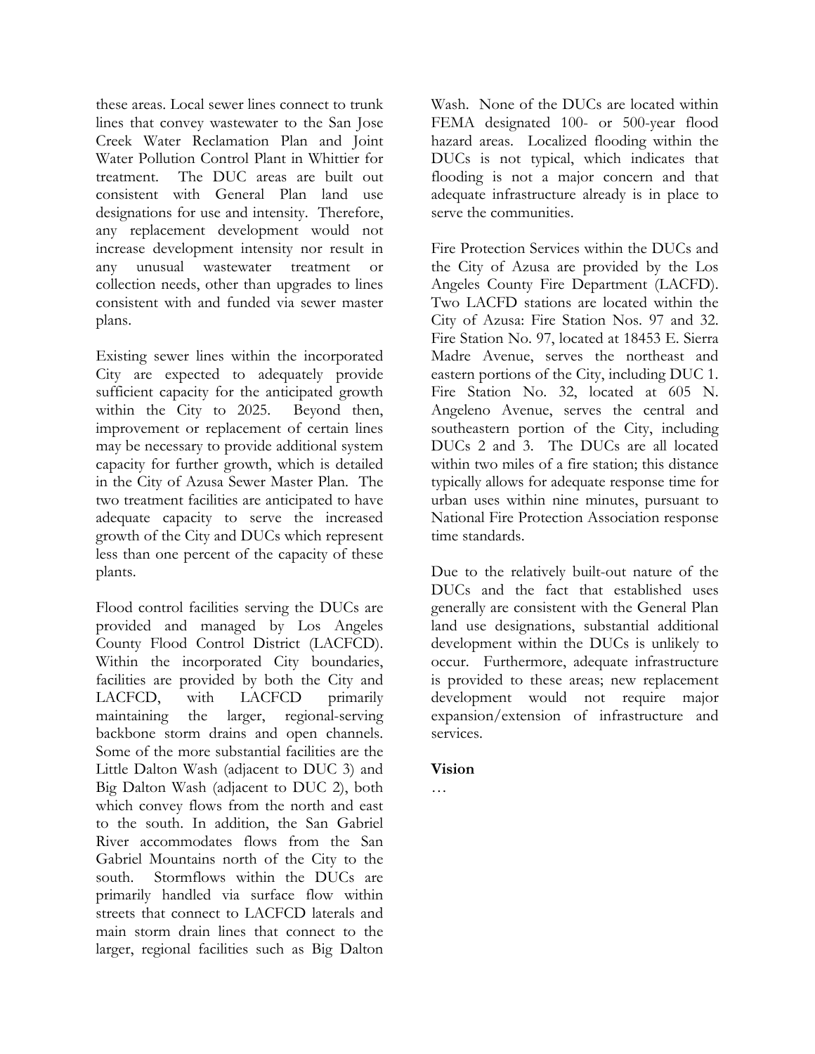these areas. Local sewer lines connect to trunk lines that convey wastewater to the San Jose Creek Water Reclamation Plan and Joint Water Pollution Control Plant in Whittier for treatment. The DUC areas are built out consistent with General Plan land use designations for use and intensity. Therefore, any replacement development would not increase development intensity nor result in any unusual wastewater treatment or collection needs, other than upgrades to lines consistent with and funded via sewer master plans.

Existing sewer lines within the incorporated City are expected to adequately provide sufficient capacity for the anticipated growth within the City to 2025. Beyond then, improvement or replacement of certain lines may be necessary to provide additional system capacity for further growth, which is detailed in the City of Azusa Sewer Master Plan. The two treatment facilities are anticipated to have adequate capacity to serve the increased growth of the City and DUCs which represent less than one percent of the capacity of these plants.

Flood control facilities serving the DUCs are provided and managed by Los Angeles County Flood Control District (LACFCD). Within the incorporated City boundaries, facilities are provided by both the City and LACFCD, with LACFCD primarily maintaining the larger, regional-serving backbone storm drains and open channels. Some of the more substantial facilities are the Little Dalton Wash (adjacent to DUC 3) and Big Dalton Wash (adjacent to DUC 2), both which convey flows from the north and east to the south. In addition, the San Gabriel River accommodates flows from the San Gabriel Mountains north of the City to the south. Stormflows within the DUCs are primarily handled via surface flow within streets that connect to LACFCD laterals and main storm drain lines that connect to the larger, regional facilities such as Big Dalton Wash. None of the DUCs are located within FEMA designated 100- or 500-year flood hazard areas. Localized flooding within the DUCs is not typical, which indicates that flooding is not a major concern and that adequate infrastructure already is in place to serve the communities.

Fire Protection Services within the DUCs and the City of Azusa are provided by the Los Angeles County Fire Department (LACFD). Two LACFD stations are located within the City of Azusa: Fire Station Nos. 97 and 32. Fire Station No. 97, located at 18453 E. Sierra Madre Avenue, serves the northeast and eastern portions of the City, including DUC 1. Fire Station No. 32, located at 605 N. Angeleno Avenue, serves the central and southeastern portion of the City, including DUCs 2 and 3. The DUCs are all located within two miles of a fire station; this distance typically allows for adequate response time for urban uses within nine minutes, pursuant to National Fire Protection Association response time standards.

Due to the relatively built-out nature of the DUCs and the fact that established uses generally are consistent with the General Plan land use designations, substantial additional development within the DUCs is unlikely to occur. Furthermore, adequate infrastructure is provided to these areas; new replacement development would not require major expansion/extension of infrastructure and services.

**Vision**

…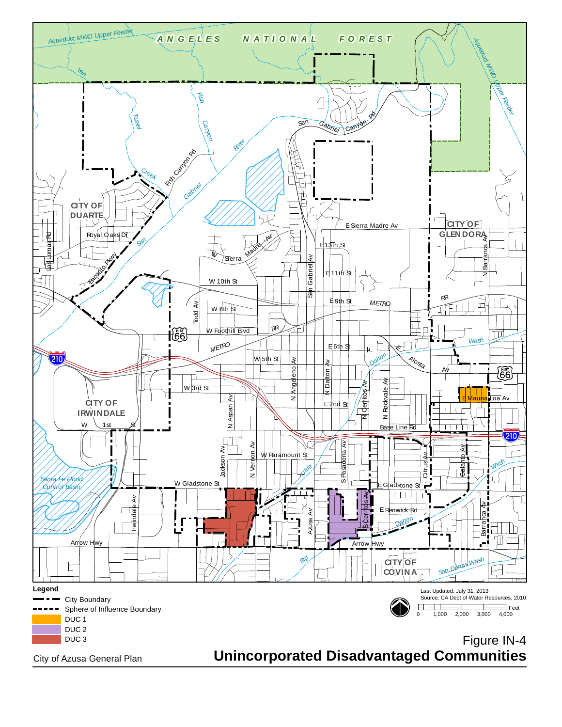Legend

- City Boundary
- Sphere of Influence Boundary
- DUC 1
- DUC 2
- DUC 3

Last Updated: July 31, 2013
Source: CA Dept of Water Resources, 2010.

0 1,000 2,000 3,000 4,000 Feet

City of Azusa General Plan

Figure IN-4
**Unincorporated Disadvantaged Communities**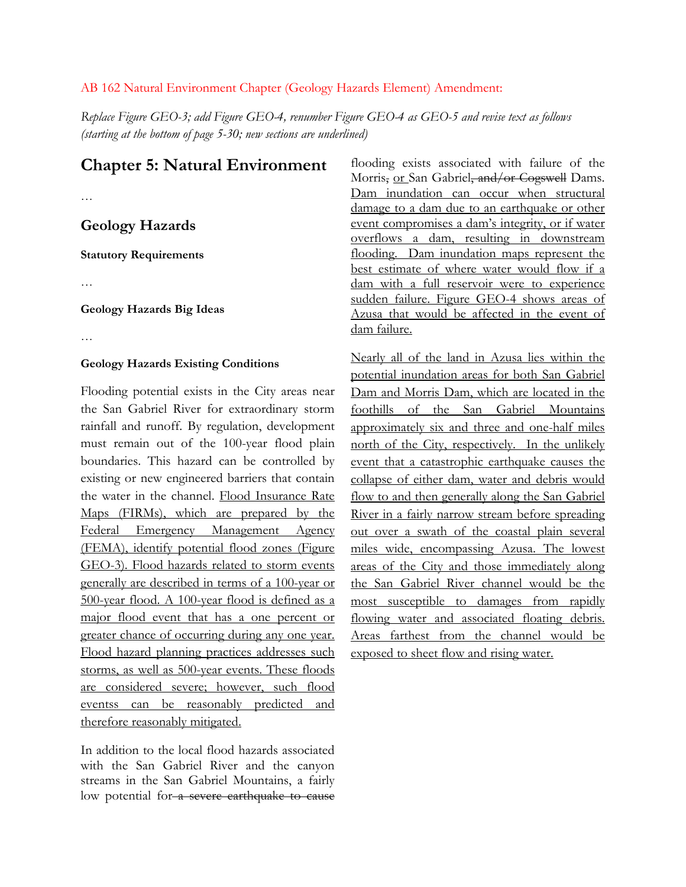AB 162 Natural Environment Chapter (Geology Hazards Element) Amendment:

*Replace Figure GEO-3; add Figure GEO-4, renumber Figure GEO-4 as GEO-5 and revise text as follows (starting at the bottom of page 5-30; new sections are underlined)*

# Chapter 5: Natural Environment

…

## Geology Hazards

**Statutory Requirements**

…

**Geology Hazards Big Ideas**

…

**Geology Hazards Existing Conditions**

Flooding potential exists in the City areas near the San Gabriel River for extraordinary storm rainfall and runoff. By regulation, development must remain out of the 100-year flood plain boundaries. This hazard can be controlled by existing or new engineered barriers that contain the water in the channel. <u>Flood Insurance Rate Maps (FIRMs), which are prepared by the Federal Emergency Management Agency (FEMA), identify potential flood zones (Figure GEO-3). Flood hazards related to storm events generally are described in terms of a 100-year or 500-year flood. A 100-year flood is defined as a major flood event that has a one percent or greater chance of occurring during any one year. Flood hazard planning practices addresses such storms, as well as 500-year events. These floods are considered severe; however, such flood eventss can be reasonably predicted and therefore reasonably mitigated.</u>

In addition to the local flood hazards associated with the San Gabriel River and the canyon streams in the San Gabriel Mountains, a fairly low potential for ~~a severe earthquake to cause~~ flooding exists associated with failure of the Morris~~,~~ <u>or</u> San Gabriel~~, and/or Cogswell~~ Dams. <u>Dam inundation can occur when structural damage to a dam due to an earthquake or other event compromises a dam's integrity, or if water overflows a dam, resulting in downstream flooding. Dam inundation maps represent the best estimate of where water would flow if a dam with a full reservoir were to experience sudden failure. Figure GEO-4 shows areas of Azusa that would be affected in the event of dam failure.</u>

<u>Nearly all of the land in Azusa lies within the potential inundation areas for both San Gabriel Dam and Morris Dam, which are located in the foothills of the San Gabriel Mountains approximately six and three and one-half miles north of the City, respectively. In the unlikely event that a catastrophic earthquake causes the collapse of either dam, water and debris would flow to and then generally along the San Gabriel River in a fairly narrow stream before spreading out over a swath of the coastal plain several miles wide, encompassing Azusa. The lowest areas of the City and those immediately along the San Gabriel River channel would be the most susceptible to damages from rapidly flowing water and associated floating debris. Areas farthest from the channel would be exposed to sheet flow and rising water.</u>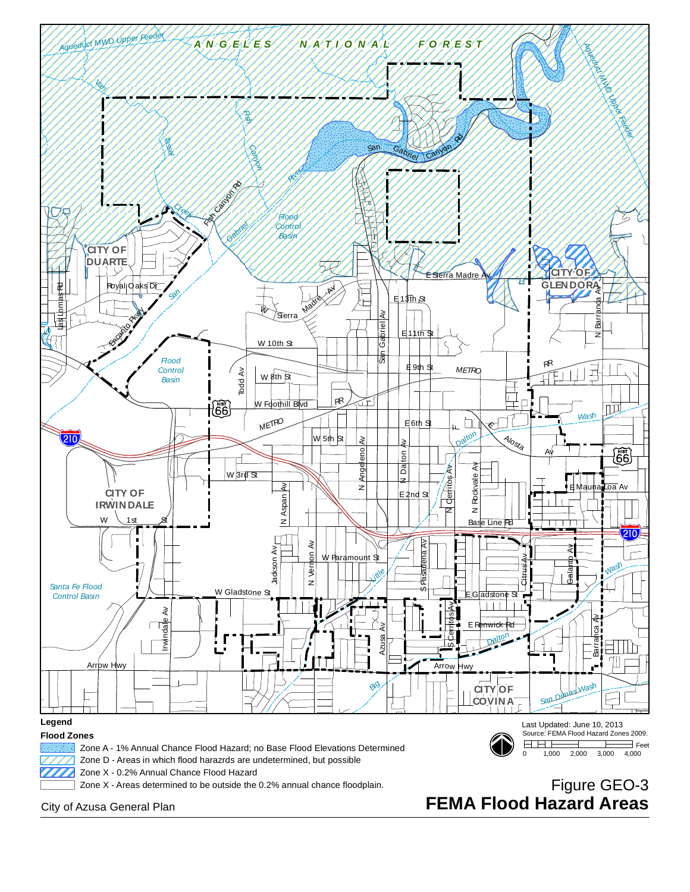**Legend**

**Flood Zones**

- Zone A - 1% Annual Chance Flood Hazard; no Base Flood Elevations Determined
- Zone D - Areas in which flood harazrds are undetermined, but possible
- Zone X - 0.2% Annual Chance Flood Hazard
- Zone X - Areas determined to be outside the 0.2% annual chance floodplain.

Last Updated: June 10, 2013
Source: FEMA Flood Hazard Zones 2009.

Feet: 0, 1,000, 2,000, 3,000, 4,000

City of Azusa General Plan

Figure GEO-3
**FEMA Flood Hazard Areas**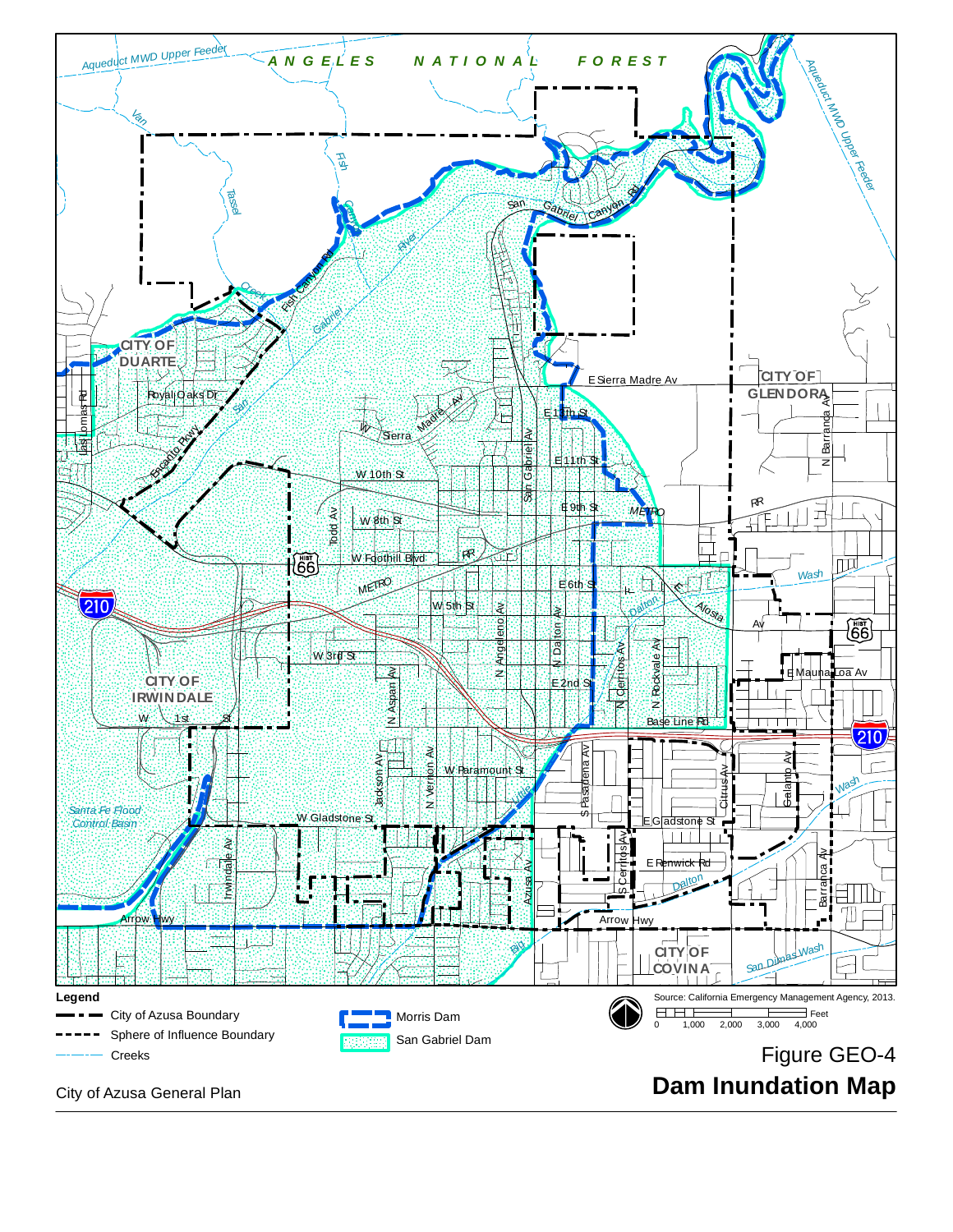Legend

- City of Azusa Boundary
- Sphere of Influence Boundary
- Creeks
- Morris Dam
- San Gabriel Dam

Source: California Emergency Management Agency, 2013.

Figure GEO-4

**Dam Inundation Map**

City of Azusa General Plan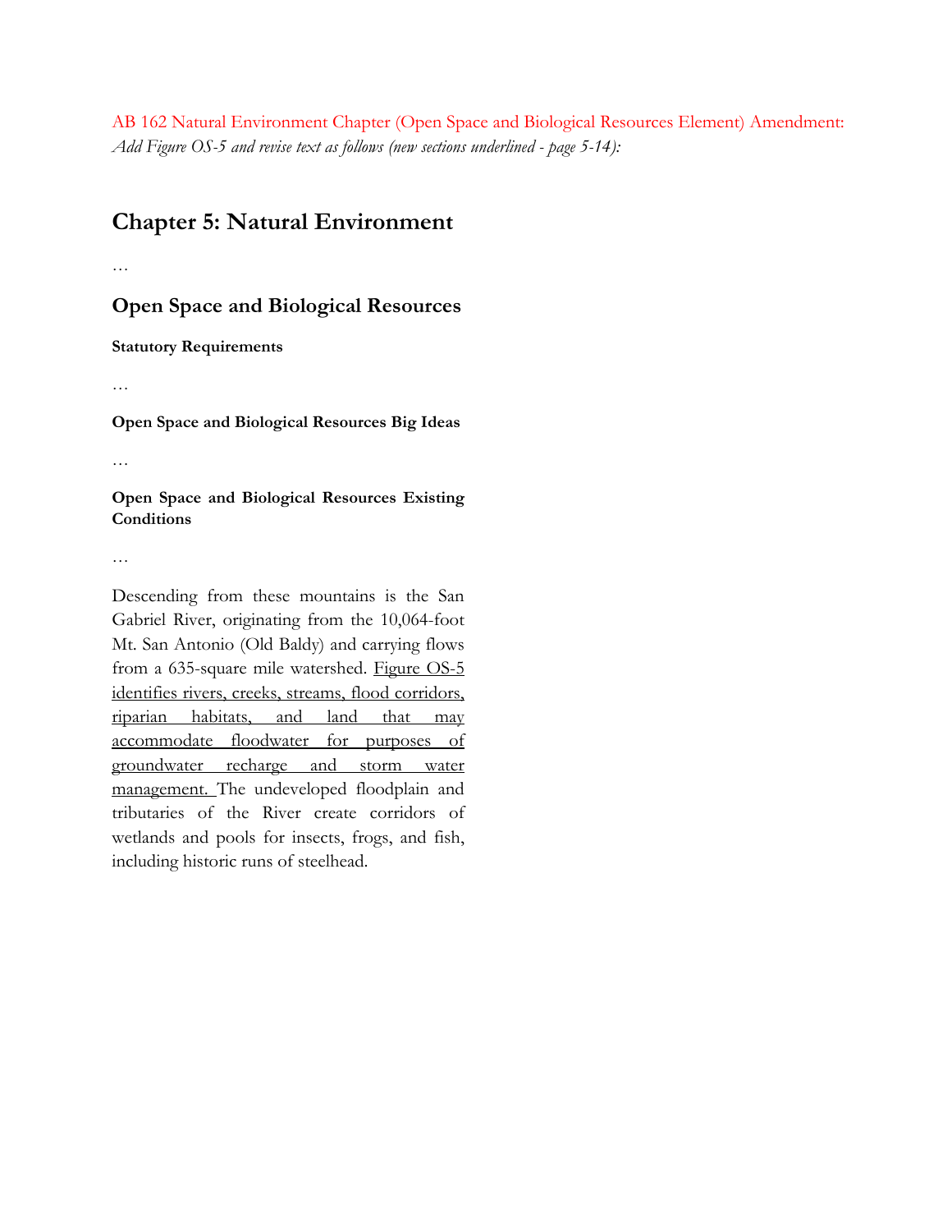AB 162 Natural Environment Chapter (Open Space and Biological Resources Element) Amendment: *Add Figure OS-5 and revise text as follows (new sections underlined - page 5-14):*

## Chapter 5: Natural Environment

…

### Open Space and Biological Resources

**Statutory Requirements**

…

**Open Space and Biological Resources Big Ideas**

…

**Open Space and Biological Resources Existing Conditions**

…

Descending from these mountains is the San Gabriel River, originating from the 10,064-foot Mt. San Antonio (Old Baldy) and carrying flows from a 635-square mile watershed. <u>Figure OS-5 identifies rivers, creeks, streams, flood corridors, riparian habitats, and land that may accommodate floodwater for purposes of groundwater recharge and storm water management.</u> The undeveloped floodplain and tributaries of the River create corridors of wetlands and pools for insects, frogs, and fish, including historic runs of steelhead.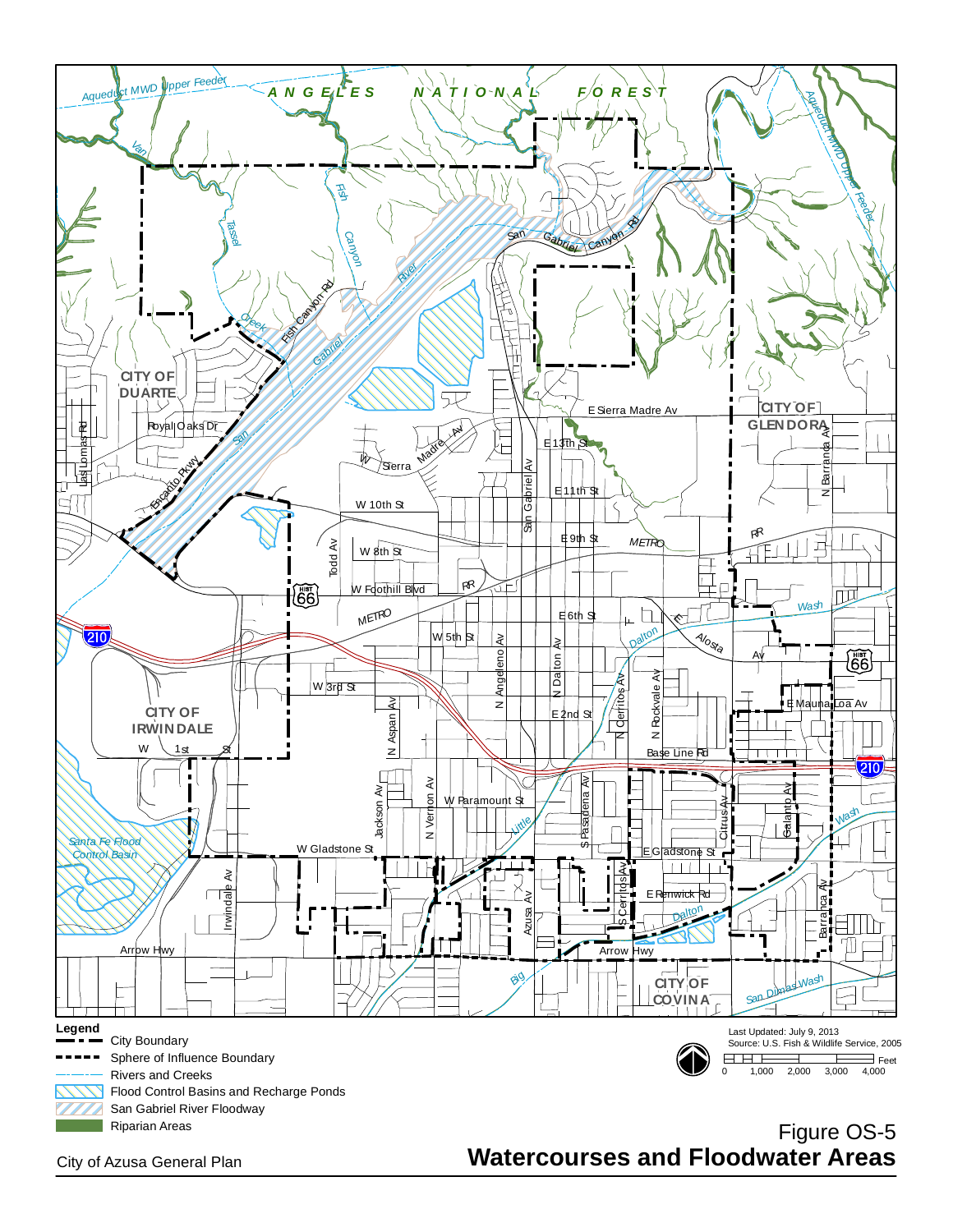ANGELES NATIONAL FOREST

Aqueduct MWD Upper Feeder

CITY OF DUARTE

CITY OF GLENDORA

CITY OF IRWINDALE

CITY OF COVINA

Santa Fe Flood Control Basin

San Gabriel River

Legend

City Boundary

Sphere of Influence Boundary

Rivers and Creeks

Flood Control Basins and Recharge Ponds

San Gabriel River Floodway

Riparian Areas

Last Updated: July 9, 2013

Source: U.S. Fish & Wildlife Service, 2005

0 1,000 2,000 3,000 4,000 Feet

City of Azusa General Plan

Figure OS-5

**Watercourses and Floodwater Areas**